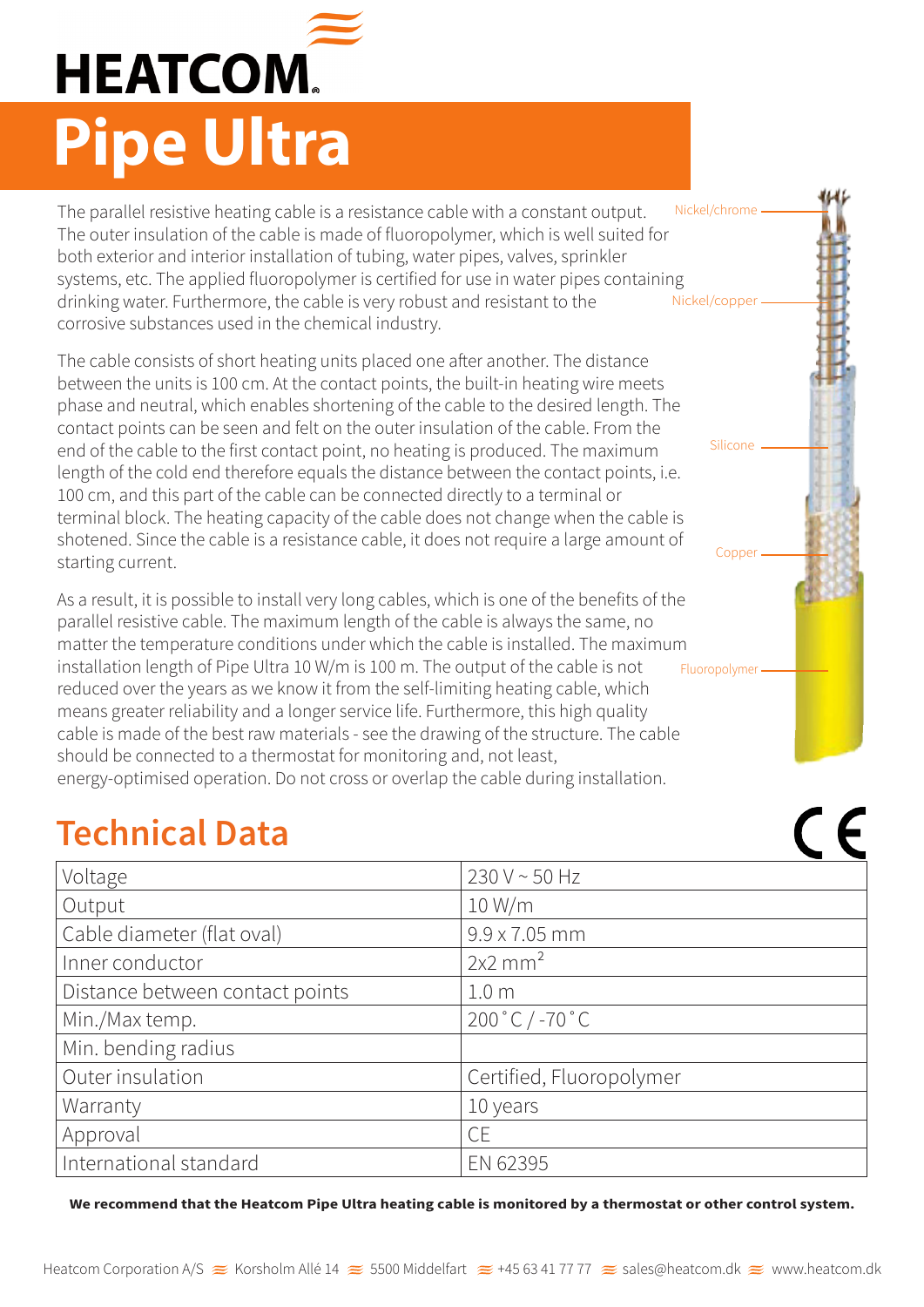# HEATCOM

# Pipe Ultra

The parallel resistive heating cable is a resistance cable with a constant output. The outer insulation of the cable is made of fluoropolymer, which is well suited for both exterior and interior installation of tubing, water pipes, valves, sprinkler systems, etc. The applied fluoropolymer is certified for use in water pipes containing drinking water. Furthermore, the cable is very robust and resistant to the corrosive substances used in the chemical industry.

The cable consists of short heating units placed one after another. The distance between the units is 100 cm. At the contact points, the built-in heating wire meets phase and neutral, which enables shortening of the cable to the desired length. The contact points can be seen and felt on the outer insulation of the cable. From the end of the cable to the first contact point, no heating is produced. The maximum length of the cold end therefore equals the distance between the contact points, i.e. 100 cm, and this part of the cable can be connected directly to a terminal or terminal block. The heating capacity of the cable does not change when the cable is shotened. Since the cable is a resistance cable, it does not require a large amount of starting current.

As a result, it is possible to install very long cables, which is one of the benefits of the parallel resistive cable. The maximum length of the cable is always the same, no matter the temperature conditions under which the cable is installed. The maximum installation length of Pipe Ultra 10 W/m is 100 m. The output of the cable is not reduced over the years as we know it from the self-limiting heating cable, which means greater reliability and a longer service life. Furthermore, this high quality cable is made of the best raw materials - see the drawing of the structure. The cable should be connected to a thermostat for monitoring and, not least, energy-optimised operation. Do not cross or overlap the cable during installation.

Nickel/chrome

Nickel/copper

Silicone

Copper

Fluoropolymer

## Technical Data

CE

| Voltage | 230 V ~ 50 Hz |
|---|---|
| Output | 10 W/m |
| Cable diameter (flat oval) | 9.9 x 7.05 mm |
| Inner conductor | 2x2 $mm^2$ |
| Distance between contact points | 1.0 m |
| Min./Max temp. | 200˚C / -70˚C |
| Min. bending radius | |
| Outer insulation | Certified, Fluoropolymer |
| Warranty | 10 years |
| Approval | CE |
| International standard | EN 62395 |

**We recommend that the Heatcom Pipe Ultra heating cable is monitored by a thermostat or other control system.**

Heatcom Corporation A/S ≋ Korsholm Allé 14 ≋ 5500 Middelfart ≋ +45 63 41 77 77 ≋ sales@heatcom.dk ≋ www.heatcom.dk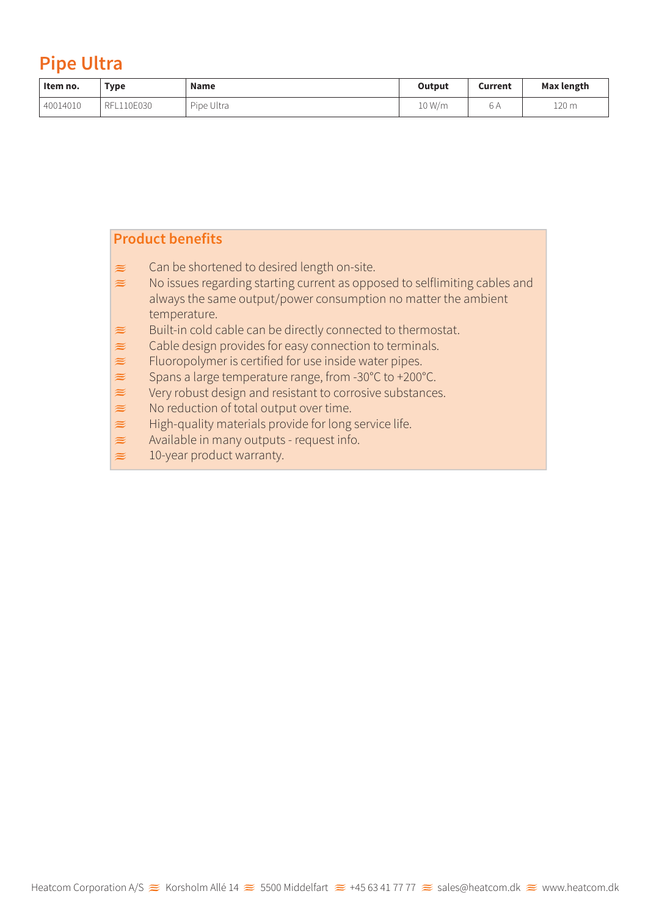## Pipe Ultra

| Item no. | Type | Name | Output | Current | Max length |
|---|---|---|---|---|---|
| 40014010 | RFL110E030 | Pipe Ultra | 10 W/m | 6 A | 120 m |

### Product benefits

- Can be shortened to desired length on-site.
- No issues regarding starting current as opposed to selflimiting cables and always the same output/power consumption no matter the ambient temperature.
- Built-in cold cable can be directly connected to thermostat.
- Cable design provides for easy connection to terminals.
- Fluoropolymer is certified for use inside water pipes.
- Spans a large temperature range, from -30°C to +200°C.
- Very robust design and resistant to corrosive substances.
- No reduction of total output over time.
- High-quality materials provide for long service life.
- Available in many outputs - request info.
- 10-year product warranty.

Heatcom Corporation A/S ≋ Korsholm Allé 14 ≋ 5500 Middelfart ≋ +45 63 41 77 77 ≋ sales@heatcom.dk ≋ www.heatcom.dk